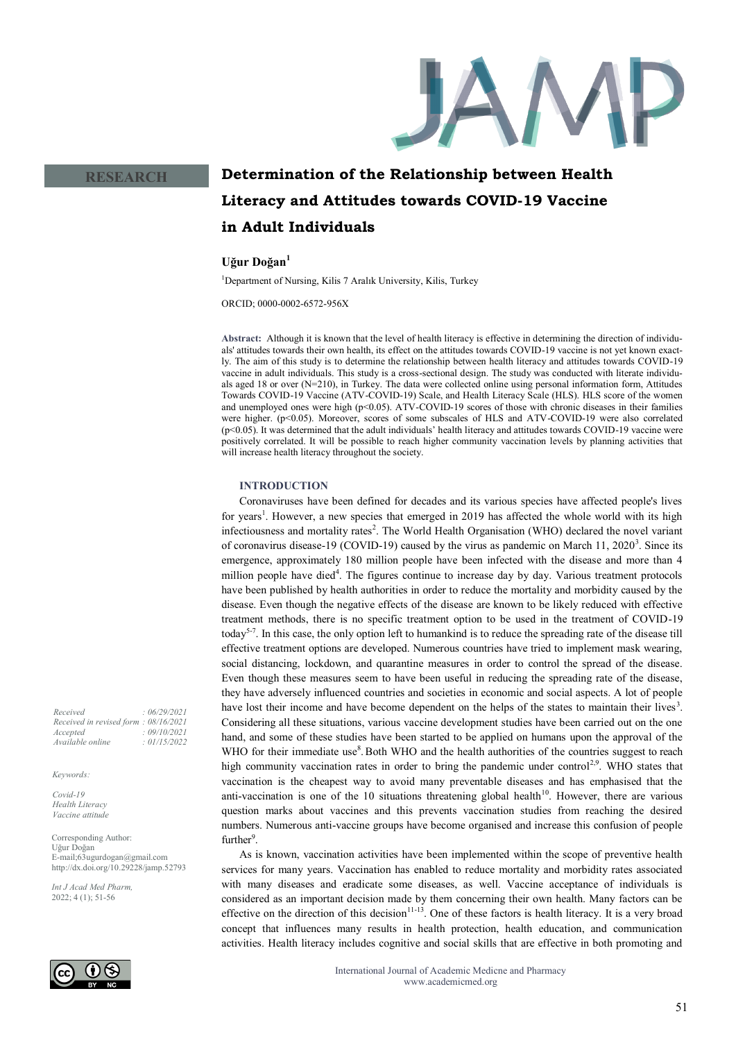RESEARCH

# Determination of the Relationship between Health Literacy and Attitudes towards COVID-19 Vaccine in Adult Individuals

**Uğur Doğan**[1]

[1]Department of Nursing, Kilis 7 Aralık University, Kilis, Turkey

ORCID; 0000-0002-6572-956X

**Abstract:** Although it is known that the level of health literacy is effective in determining the direction of individuals' attitudes towards their own health, its effect on the attitudes towards COVID-19 vaccine is not yet known exactly. The aim of this study is to determine the relationship between health literacy and attitudes towards COVID-19 vaccine in adult individuals. This study is a cross-sectional design. The study was conducted with literate individuals aged 18 or over (N=210), in Turkey. The data were collected online using personal information form, Attitudes Towards COVID-19 Vaccine (ATV-COVID-19) Scale, and Health Literacy Scale (HLS). HLS score of the women and unemployed ones were high ($p<0.05$). ATV-COVID-19 scores of those with chronic diseases in their families were higher. ($p<0.05$). Moreover, scores of some subscales of HLS and ATV-COVID-19 were also correlated ($p<0.05$). It was determined that the adult individuals' health literacy and attitudes towards COVID-19 vaccine were positively correlated. It will be possible to reach higher community vaccination levels by planning activities that will increase health literacy throughout the society.

*Received : 06/29/2021*
*Received in revised form : 08/16/2021*
*Accepted : 09/10/2021*
*Available online : 01/15/2022*

*Keywords:*

*Covid-19*
*Health Literacy*
*Vaccine attitude*

Corresponding Author:
Uğur Doğan
E-mail;63ugurdogan@gmail.com
http://dx.doi.org/10.29228/jamp.52793

*Int J Acad Med Pharm,*
2022; 4 (1); 51-56

## INTRODUCTION

Coronaviruses have been defined for decades and its various species have affected people's lives for years[1]. However, a new species that emerged in 2019 has affected the whole world with its high infectiousness and mortality rates[2]. The World Health Organisation (WHO) declared the novel variant of coronavirus disease-19 (COVID-19) caused by the virus as pandemic on March 11, 2020[3]. Since its emergence, approximately 180 million people have been infected with the disease and more than 4 million people have died[4]. The figures continue to increase day by day. Various treatment protocols have been published by health authorities in order to reduce the mortality and morbidity caused by the disease. Even though the negative effects of the disease are known to be likely reduced with effective treatment methods, there is no specific treatment option to be used in the treatment of COVID-19 today[5-7]. In this case, the only option left to humankind is to reduce the spreading rate of the disease till effective treatment options are developed. Numerous countries have tried to implement mask wearing, social distancing, lockdown, and quarantine measures in order to control the spread of the disease. Even though these measures seem to have been useful in reducing the spreading rate of the disease, they have adversely influenced countries and societies in economic and social aspects. A lot of people have lost their income and have become dependent on the helps of the states to maintain their lives[3]. Considering all these situations, various vaccine development studies have been carried out on the one hand, and some of these studies have been started to be applied on humans upon the approval of the WHO for their immediate use[8]. Both WHO and the health authorities of the countries suggest to reach high community vaccination rates in order to bring the pandemic under control[2,9]. WHO states that vaccination is the cheapest way to avoid many preventable diseases and has emphasised that the anti-vaccination is one of the 10 situations threatening global health[10]. However, there are various question marks about vaccines and this prevents vaccination studies from reaching the desired numbers. Numerous anti-vaccine groups have become organised and increase this confusion of people further[9].

As is known, vaccination activities have been implemented within the scope of preventive health services for many years. Vaccination has enabled to reduce mortality and morbidity rates associated with many diseases and eradicate some diseases, as well. Vaccine acceptance of individuals is considered as an important decision made by them concerning their own health. Many factors can be effective on the direction of this decision[11-13]. One of these factors is health literacy. It is a very broad concept that influences many results in health protection, health education, and communication activities. Health literacy includes cognitive and social skills that are effective in both promoting and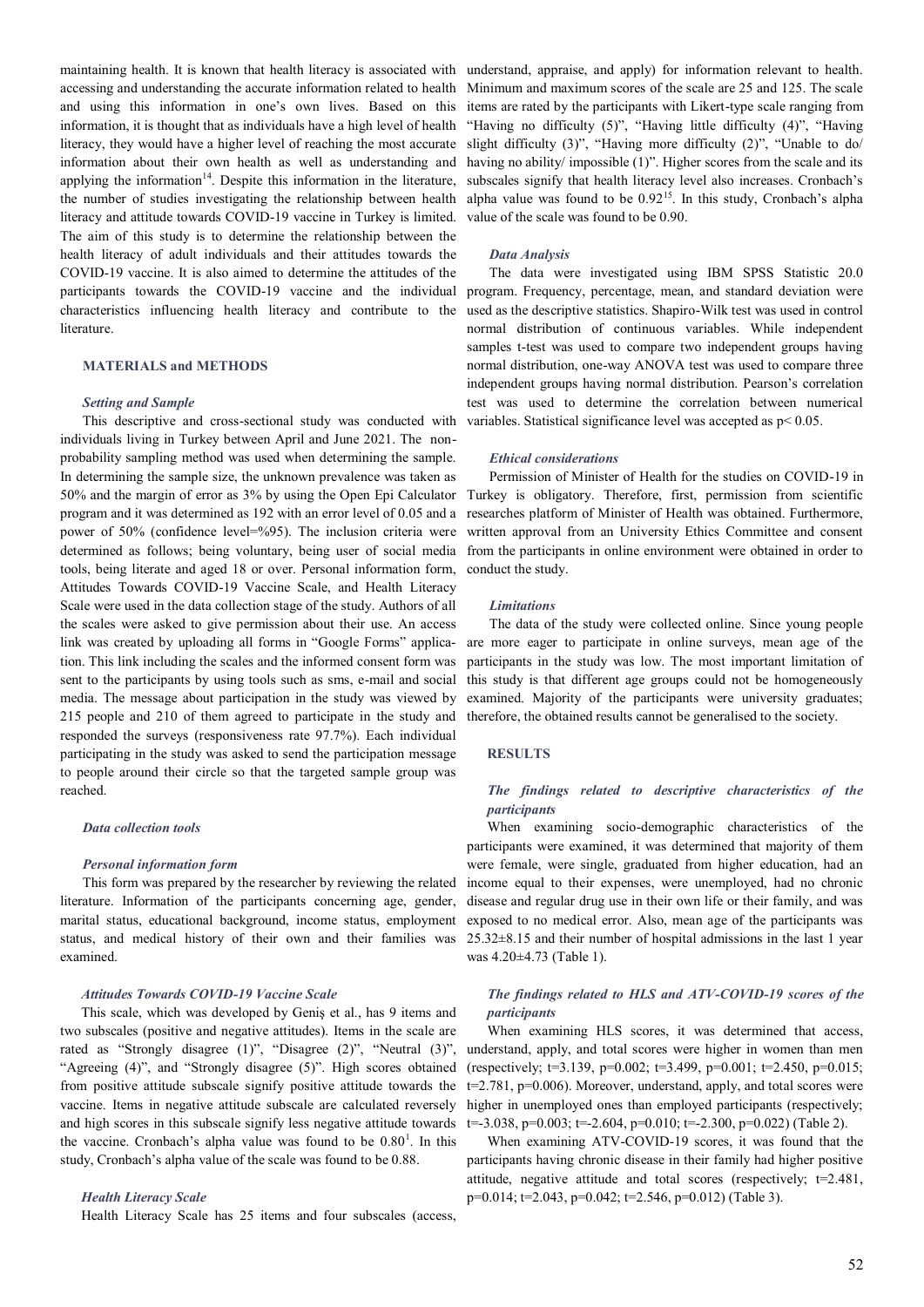maintaining health. It is known that health literacy is associated with accessing and understanding the accurate information related to health and using this information in one's own lives. Based on this information, it is thought that as individuals have a high level of health literacy, they would have a higher level of reaching the most accurate information about their own health as well as understanding and applying the information[14]. Despite this information in the literature, the number of studies investigating the relationship between health literacy and attitude towards COVID-19 vaccine in Turkey is limited. The aim of this study is to determine the relationship between the health literacy of adult individuals and their attitudes towards the COVID-19 vaccine. It is also aimed to determine the attitudes of the participants towards the COVID-19 vaccine and the individual characteristics influencing health literacy and contribute to the literature.

## MATERIALS and METHODS

### *Setting and Sample*

This descriptive and cross-sectional study was conducted with individuals living in Turkey between April and June 2021. The non-probability sampling method was used when determining the sample. In determining the sample size, the unknown prevalence was taken as 50% and the margin of error as 3% by using the Open Epi Calculator program and it was determined as 192 with an error level of 0.05 and a power of 50% (confidence level=%95). The inclusion criteria were determined as follows; being voluntary, being user of social media tools, being literate and aged 18 or over. Personal information form, Attitudes Towards COVID-19 Vaccine Scale, and Health Literacy Scale were used in the data collection stage of the study. Authors of all the scales were asked to give permission about their use. An access link was created by uploading all forms in "Google Forms" application. This link including the scales and the informed consent form was sent to the participants by using tools such as sms, e-mail and social media. The message about participation in the study was viewed by 215 people and 210 of them agreed to participate in the study and responded the surveys (responsiveness rate 97.7%). Each individual participating in the study was asked to send the participation message to people around their circle so that the targeted sample group was reached.

### *Data collection tools*

#### *Personal information form*

This form was prepared by the researcher by reviewing the related literature. Information of the participants concerning age, gender, marital status, educational background, income status, employment status, and medical history of their own and their families was examined.

#### *Attitudes Towards COVID-19 Vaccine Scale*

This scale, which was developed by Geniş et al., has 9 items and two subscales (positive and negative attitudes). Items in the scale are rated as "Strongly disagree (1)", "Disagree (2)", "Neutral (3)", "Agreeing (4)", and "Strongly disagree (5)". High scores obtained from positive attitude subscale signify positive attitude towards the vaccine. Items in negative attitude subscale are calculated reversely and high scores in this subscale signify less negative attitude towards the vaccine. Cronbach's alpha value was found to be 0.80[1]. In this study, Cronbach's alpha value of the scale was found to be 0.88.

#### *Health Literacy Scale*

Health Literacy Scale has 25 items and four subscales (access, understand, appraise, and apply) for information relevant to health. Minimum and maximum scores of the scale are 25 and 125. The scale items are rated by the participants with Likert-type scale ranging from "Having no difficulty (5)", "Having little difficulty (4)", "Having slight difficulty (3)", "Having more difficulty (2)", "Unable to do/ having no ability/ impossible (1)". Higher scores from the scale and its subscales signify that health literacy level also increases. Cronbach's alpha value was found to be 0.92[15]. In this study, Cronbach's alpha value of the scale was found to be 0.90.

### *Data Analysis*

The data were investigated using IBM SPSS Statistic 20.0 program. Frequency, percentage, mean, and standard deviation were used as the descriptive statistics. Shapiro-Wilk test was used in control normal distribution of continuous variables. While independent samples t-test was used to compare two independent groups having normal distribution, one-way ANOVA test was used to compare three independent groups having normal distribution. Pearson's correlation test was used to determine the correlation between numerical variables. Statistical significance level was accepted as $p< 0.05$.

### *Ethical considerations*

Permission of Minister of Health for the studies on COVID-19 in Turkey is obligatory. Therefore, first, permission from scientific researches platform of Minister of Health was obtained. Furthermore, written approval from an University Ethics Committee and consent from the participants in online environment were obtained in order to conduct the study.

### *Limitations*

The data of the study were collected online. Since young people are more eager to participate in online surveys, mean age of the participants in the study was low. The most important limitation of this study is that different age groups could not be homogeneously examined. Majority of the participants were university graduates; therefore, the obtained results cannot be generalised to the society.

## RESULTS

### *The findings related to descriptive characteristics of the participants*

When examining socio-demographic characteristics of the participants were examined, it was determined that majority of them were female, were single, graduated from higher education, had an income equal to their expenses, were unemployed, had no chronic disease and regular drug use in their own life or their family, and was exposed to no medical error. Also, mean age of the participants was 25.32±8.15 and their number of hospital admissions in the last 1 year was 4.20±4.73 (Table 1).

### *The findings related to HLS and ATV-COVID-19 scores of the participants*

When examining HLS scores, it was determined that access, understand, apply, and total scores were higher in women than men (respectively; $t=3.139$, $p=0.002$; $t=3.499$, $p=0.001$; $t=2.450$, $p=0.015$; $t=2.781$, $p=0.006$). Moreover, understand, apply, and total scores were higher in unemployed ones than employed participants (respectively; $t=-3.038$, $p=0.003$; $t=-2.604$, $p=0.010$; $t=-2.300$, $p=0.022$) (Table 2).

When examining ATV-COVID-19 scores, it was found that the participants having chronic disease in their family had higher positive attitude, negative attitude and total scores (respectively; $t=2.481$, $p=0.014$; $t=2.043$, $p=0.042$; $t=2.546$, $p=0.012$) (Table 3).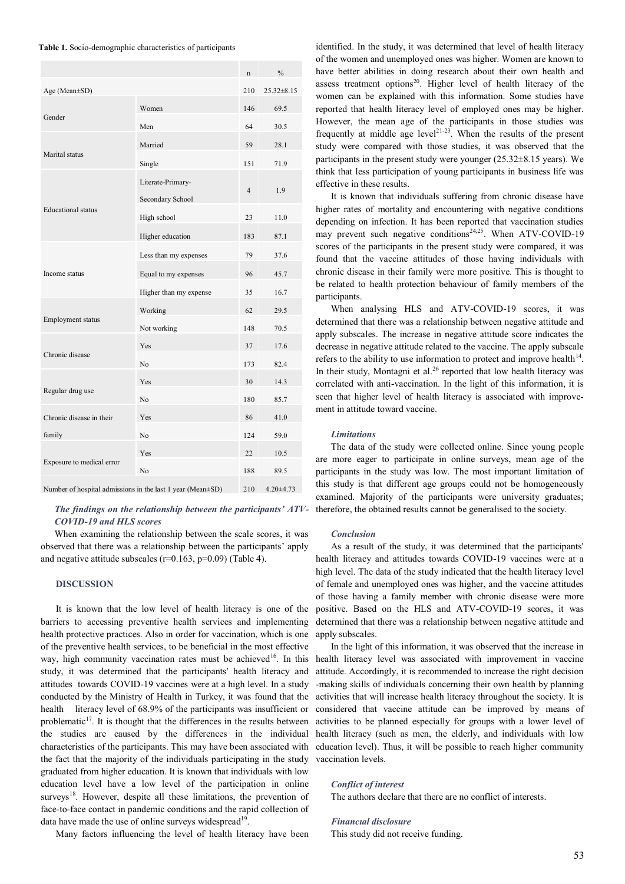**Table 1.** Socio-demographic characteristics of participants

| | | n | % |
|---|---|---|---|
| Age (Mean±SD) | | 210 | 25.32±8.15 |
| Gender | Women | 146 | 69.5 |
| | Men | 64 | 30.5 |
| Marital status | Married | 59 | 28.1 |
| | Single | 151 | 71.9 |
| Educational status | Literate-Primary-Secondary School | 4 | 1.9 |
| | High school | 23 | 11.0 |
| | Higher education | 183 | 87.1 |
| Income status | Less than my expenses | 79 | 37.6 |
| | Equal to my expenses | 96 | 45.7 |
| | Higher than my expense | 35 | 16.7 |
| Employment status | Working | 62 | 29.5 |
| | Not working | 148 | 70.5 |
| Chronic disease | Yes | 37 | 17.6 |
| | No | 173 | 82.4 |
| Regular drug use | Yes | 30 | 14.3 |
| | No | 180 | 85.7 |
| Chronic disease in their family | Yes | 86 | 41.0 |
| | No | 124 | 59.0 |
| Exposure to medical error | Yes | 22 | 10.5 |
| | No | 188 | 89.5 |
| Number of hospital admissions in the last 1 year (Mean±SD) | | 210 | 4.20±4.73 |

***The findings on the relationship between the participants' ATV-COVID-19 and HLS scores***

When examining the relationship between the scale scores, it was observed that there was a relationship between the participants' apply and negative attitude subscales ($r=0.163$, $p=0.09$) (Table 4).

## DISCUSSION

It is known that the low level of health literacy is one of the barriers to accessing preventive health services and implementing health protective practices. Also in order for vaccination, which is one of the preventive health services, to be beneficial in the most effective way, high community vaccination rates must be achieved[16]. In this study, it was determined that the participants' health literacy and attitudes towards COVID-19 vaccines were at a high level. In a study conducted by the Ministry of Health in Turkey, it was found that the health literacy level of 68.9% of the participants was insufficient or problematic[17]. It is thought that the differences in the results between the studies are caused by the differences in the individual characteristics of the participants. This may have been associated with the fact that the majority of the individuals participating in the study graduated from higher education. It is known that individuals with low education level have a low level of the participation in online surveys[18]. However, despite all these limitations, the prevention of face-to-face contact in pandemic conditions and the rapid collection of data have made the use of online surveys widespread[19].

Many factors influencing the level of health literacy have been identified. In the study, it was determined that level of health literacy of the women and unemployed ones was higher. Women are known to have better abilities in doing research about their own health and assess treatment options[20]. Higher level of health literacy of the women can be explained with this information. Some studies have reported that health literacy level of employed ones may be higher. However, the mean age of the participants in those studies was frequently at middle age level[21-23]. When the results of the present study were compared with those studies, it was observed that the participants in the present study were younger (25.32±8.15 years). We think that less participation of young participants in business life was effective in these results.

It is known that individuals suffering from chronic disease have higher rates of mortality and encountering with negative conditions depending on infection. It has been reported that vaccination studies may prevent such negative conditions[24,25]. When ATV-COVID-19 scores of the participants in the present study were compared, it was found that the vaccine attitudes of those having individuals with chronic disease in their family were more positive. This is thought to be related to health protection behaviour of family members of the participants.

When analysing HLS and ATV-COVID-19 scores, it was determined that there was a relationship between negative attitude and apply subscales. The increase in negative attitude score indicates the decrease in negative attitude related to the vaccine. The apply subscale refers to the ability to use information to protect and improve health[14]. In their study, Montagni et al.[26] reported that low health literacy was correlated with anti-vaccination. In the light of this information, it is seen that higher level of health literacy is associated with improvement in attitude toward vaccine.

### *Limitations*

The data of the study were collected online. Since young people are more eager to participate in online surveys, mean age of the participants in the study was low. The most important limitation of this study is that different age groups could not be homogeneously examined. Majority of the participants were university graduates; therefore, the obtained results cannot be generalised to the society.

### *Conclusion*

As a result of the study, it was determined that the participants' health literacy and attitudes towards COVID-19 vaccines were at a high level. The data of the study indicated that the health literacy level of female and unemployed ones was higher, and the vaccine attitudes of those having a family member with chronic disease were more positive. Based on the HLS and ATV-COVID-19 scores, it was determined that there was a relationship between negative attitude and apply subscales.

In the light of this information, it was observed that the increase in health literacy level was associated with improvement in vaccine attitude. Accordingly, it is recommended to increase the right decision-making skills of individuals concerning their own health by planning activities that will increase health literacy throughout the society. It is considered that vaccine attitude can be improved by means of activities to be planned especially for groups with a lower level of health literacy (such as men, the elderly, and individuals with low education level). Thus, it will be possible to reach higher community vaccination levels.

### *Conflict of interest*

The authors declare that there are no conflict of interests.

### *Financial disclosure*

This study did not receive funding.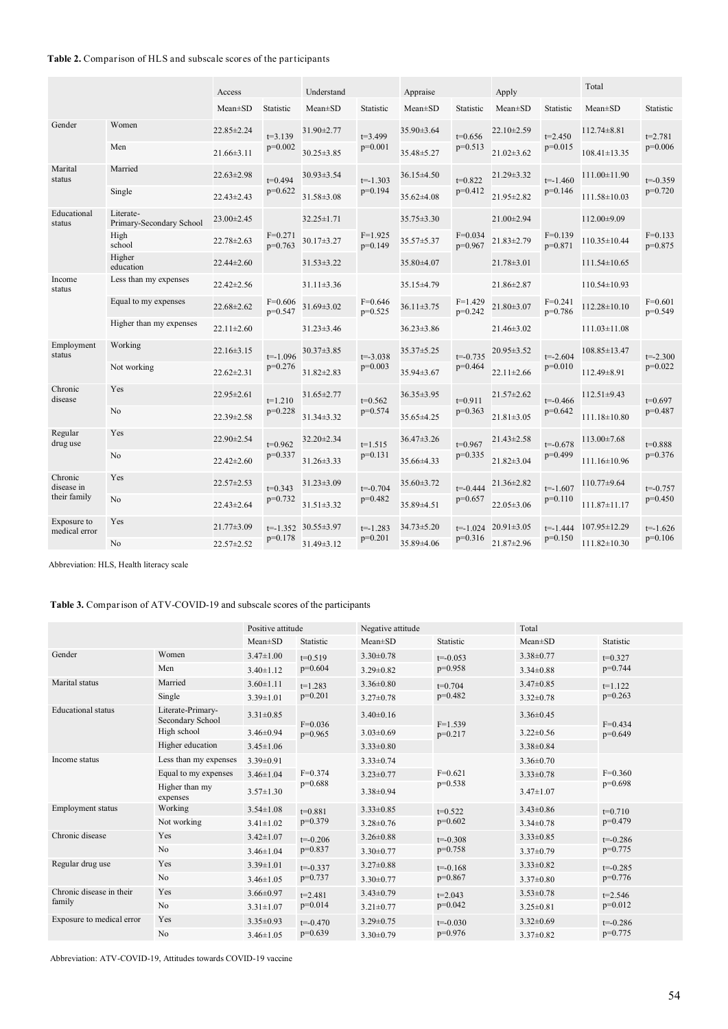**Table 2.** Comparison of HLS and subscale scores of the participants

| | | Access | | Understand | | Appraise | | Apply | | Total | |
|---|---|---|---|---|---|---|---|---|---|---|---|
| | | Mean±SD | Statistic | Mean±SD | Statistic | Mean±SD | Statistic | Mean±SD | Statistic | Mean±SD | Statistic |
| Gender | Women | 22.85±2.24 | t=3.139 p=0.002 | 31.90±2.77 | t=3.499 p=0.001 | 35.90±3.64 | t=0.656 p=0.513 | 22.10±2.59 | t=2.450 p=0.015 | 112.74±8.81 | t=2.781 p=0.006 |
| | Men | 21.66±3.11 | | 30.25±3.85 | | 35.48±5.27 | | 21.02±3.62 | | 108.41±13.35 | |
| Marital status | Married | 22.63±2.98 | t=0.494 p=0.622 | 30.93±3.54 | t=-1.303 p=0.194 | 36.15±4.50 | t=0.822 p=0.412 | 21.29±3.32 | t=-1.460 p=0.146 | 111.00±11.90 | t=-0.359 p=0.720 |
| | Single | 22.43±2.43 | | 31.58±3.08 | | 35.62±4.08 | | 21.95±2.82 | | 111.58±10.03 | |
| Educational status | Literate-Primary-Secondary School | 23.00±2.45 | F=0.271 p=0.763 | 32.25±1.71 | F=1.925 p=0.149 | 35.75±3.30 | F=0.034 p=0.967 | 21.00±2.94 | F=0.139 p=0.871 | 112.00±9.09 | F=0.133 p=0.875 |
| | High school | 22.78±2.63 | | 30.17±3.27 | | 35.57±5.37 | | 21.83±2.79 | | 110.35±10.44 | |
| | Higher education | 22.44±2.60 | | 31.53±3.22 | | 35.80±4.07 | | 21.78±3.01 | | 111.54±10.65 | |
| Income status | Less than my expenses | 22.42±2.56 | F=0.606 p=0.547 | 31.11±3.36 | F=0.646 p=0.525 | 35.15±4.79 | F=1.429 p=0.242 | 21.86±2.87 | F=0.241 p=0.786 | 110.54±10.93 | F=0.601 p=0.549 |
| | Equal to my expenses | 22.68±2.62 | | 31.69±3.02 | | 36.11±3.75 | | 21.80±3.07 | | 112.28±10.10 | |
| | Higher than my expenses | 22.11±2.60 | | 31.23±3.46 | | 36.23±3.86 | | 21.46±3.02 | | 111.03±11.08 | |
| Employment status | Working | 22.16±3.15 | t=-1.096 p=0.276 | 30.37±3.85 | t=-3.038 p=0.003 | 35.37±5.25 | t=-0.735 p=0.464 | 20.95±3.52 | t=-2.604 p=0.010 | 108.85±13.47 | t=-2.300 p=0.022 |
| | Not working | 22.62±2.31 | | 31.82±2.83 | | 35.94±3.67 | | 22.11±2.66 | | 112.49±8.91 | |
| Chronic disease | Yes | 22.95±2.61 | t=1.210 p=0.228 | 31.65±2.77 | t=0.562 p=0.574 | 36.35±3.95 | t=0.911 p=0.363 | 21.57±2.62 | t=-0.466 p=0.642 | 112.51±9.43 | t=0.697 p=0.487 |
| | No | 22.39±2.58 | | 31.34±3.32 | | 35.65±4.25 | | 21.81±3.05 | | 111.18±10.80 | |
| Regular drug use | Yes | 22.90±2.54 | t=0.962 p=0.337 | 32.20±2.34 | t=1.515 p=0.131 | 36.47±3.26 | t=0.967 p=0.335 | 21.43±2.58 | t=-0.678 p=0.499 | 113.00±7.68 | t=0.888 p=0.376 |
| | No | 22.42±2.60 | | 31.26±3.33 | | 35.66±4.33 | | 21.82±3.04 | | 111.16±10.96 | |
| Chronic disease in their family | Yes | 22.57±2.53 | t=0.343 p=0.732 | 31.23±3.09 | t=-0.704 p=0.482 | 35.60±3.72 | t=-0.444 p=0.657 | 21.36±2.82 | t=-1.607 p=0.110 | 110.77±9.64 | t=-0.757 p=0.450 |
| | No | 22.43±2.64 | | 31.51±3.32 | | 35.89±4.51 | | 22.05±3.06 | | 111.87±11.17 | |
| Exposure to medical error | Yes | 21.77±3.09 | t=-1.352 p=0.178 | 30.55±3.97 | t=-1.283 p=0.201 | 34.73±5.20 | t=-1.024 p=0.316 | 20.91±3.05 | t=-1.444 p=0.150 | 107.95±12.29 | t=-1.626 p=0.106 |
| | No | 22.57±2.52 | | 31.49±3.12 | | 35.89±4.06 | | 21.87±2.96 | | 111.82±10.30 | |

Abbreviation: HLS, Health literacy scale

**Table 3.** Comparison of ATV-COVID-19 and subscale scores of the participants

| | | Positive attitude | | Negative attitude | | Total | |
|---|---|---|---|---|---|---|---|
| | | Mean±SD | Statistic | Mean±SD | Statistic | Mean±SD | Statistic |
| Gender | Women | 3.47±1.00 | t=0.519 p=0.604 | 3.30±0.78 | t=-0.053 p=0.958 | 3.38±0.77 | t=0.327 p=0.744 |
| | Men | 3.40±1.12 | | 3.29±0.82 | | 3.34±0.88 | |
| Marital status | Married | 3.60±1.11 | t=1.283 p=0.201 | 3.36±0.80 | t=0.704 p=0.482 | 3.47±0.85 | t=1.122 p=0.263 |
| | Single | 3.39±1.01 | | 3.27±0.78 | | 3.32±0.78 | |
| Educational status | Literate-Primary-Secondary School | 3.31±0.85 | F=0.036 p=0.965 | 3.40±0.16 | F=1.539 p=0.217 | 3.36±0.45 | F=0.434 p=0.649 |
| | High school | 3.46±0.94 | | 3.03±0.69 | | 3.22±0.56 | |
| | Higher education | 3.45±1.06 | | 3.33±0.80 | | 3.38±0.84 | |
| Income status | Less than my expenses | 3.39±0.91 | F=0.374 p=0.688 | 3.33±0.74 | F=0.621 p=0.538 | 3.36±0.70 | F=0.360 p=0.698 |
| | Equal to my expenses | 3.46±1.04 | | 3.23±0.77 | | 3.33±0.78 | |
| | Higher than my expenses | 3.57±1.30 | | 3.38±0.94 | | 3.47±1.07 | |
| Employment status | Working | 3.54±1.08 | t=0.881 p=0.379 | 3.33±0.85 | t=0.522 p=0.602 | 3.43±0.86 | t=0.710 p=0.479 |
| | Not working | 3.41±1.02 | | 3.28±0.76 | | 3.34±0.78 | |
| Chronic disease | Yes | 3.42±1.07 | t=-0.206 p=0.837 | 3.26±0.88 | t=-0.308 p=0.758 | 3.33±0.85 | t=-0.286 p=0.775 |
| | No | 3.46±1.04 | | 3.30±0.77 | | 3.37±0.79 | |
| Regular drug use | Yes | 3.39±1.01 | t=-0.337 p=0.737 | 3.27±0.88 | t=-0.168 p=0.867 | 3.33±0.82 | t=-0.285 p=0.776 |
| | No | 3.46±1.05 | | 3.30±0.77 | | 3.37±0.80 | |
| Chronic disease in their family | Yes | 3.66±0.97 | t=2.481 p=0.014 | 3.43±0.79 | t=2.043 p=0.042 | 3.53±0.78 | t=2.546 p=0.012 |
| | No | 3.31±1.07 | | 3.21±0.77 | | 3.25±0.81 | |
| Exposure to medical error | Yes | 3.35±0.93 | t=-0.470 p=0.639 | 3.29±0.75 | t=-0.030 p=0.976 | 3.32±0.69 | t=-0.286 p=0.775 |
| | No | 3.46±1.05 | | 3.30±0.79 | | 3.37±0.82 | |

Abbreviation: ATV-COVID-19, Attitudes towards COVID-19 vaccine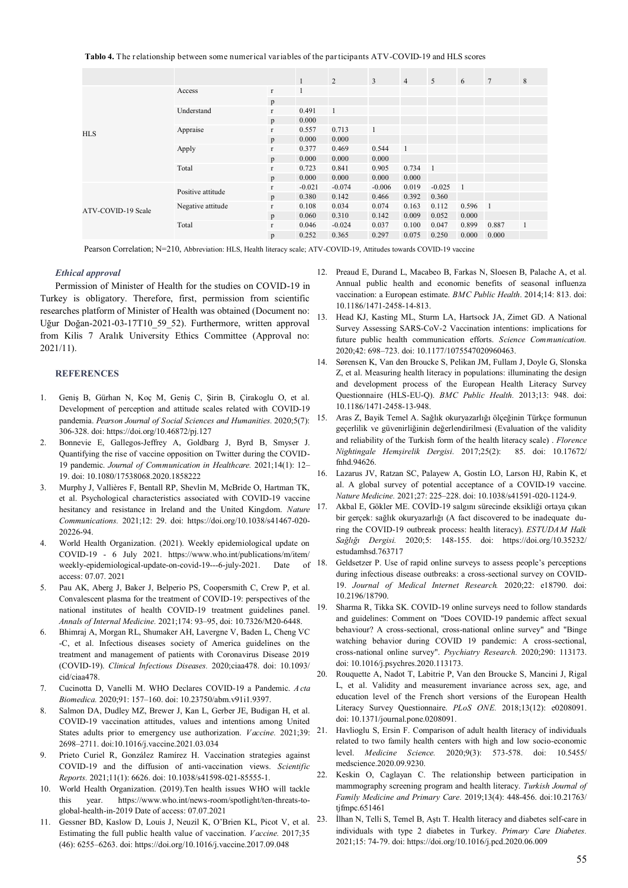**Tablo 4.** The relationship between some numerical variables of the participants ATV-COVID-19 and HLS scores

| | | | 1 | 2 | 3 | 4 | 5 | 6 | 7 | 8 |
|---|---|---|---|---|---|---|---|---|---|---|
| HLS | Access | r | 1 | | | | | | | |
| | | p | | | | | | | | |
| | Understand | r | 0.491 | 1 | | | | | | |
| | | p | 0.000 | | | | | | | |
| | Appraise | r | 0.557 | 0.713 | 1 | | | | | |
| | | p | 0.000 | 0.000 | | | | | | |
| | Apply | r | 0.377 | 0.469 | 0.544 | 1 | | | | |
| | | p | 0.000 | 0.000 | 0.000 | | | | | |
| | Total | r | 0.723 | 0.841 | 0.905 | 0.734 | 1 | | | |
| | | p | 0.000 | 0.000 | 0.000 | 0.000 | | | | |
| ATV-COVID-19 Scale | Positive attitude | r | -0.021 | -0.074 | -0.006 | 0.019 | -0.025 | 1 | | |
| | | p | 0.380 | 0.142 | 0.466 | 0.392 | 0.360 | | | |
| | Negative attitude | r | 0.108 | 0.034 | 0.074 | 0.163 | 0.112 | 0.596 | 1 | |
| | | p | 0.060 | 0.310 | 0.142 | 0.009 | 0.052 | 0.000 | | |
| | Total | r | 0.046 | -0.024 | 0.037 | 0.100 | 0.047 | 0.899 | 0.887 | 1 |
| | | p | 0.252 | 0.365 | 0.297 | 0.075 | 0.250 | 0.000 | 0.000 | |

Pearson Correlation; N=210, Abbreviation: HLS, Health literacy scale; ATV-COVID-19, Attitudes towards COVID-19 vaccine

### *Ethical approval*

Permission of Minister of Health for the studies on COVID-19 in Turkey is obligatory. Therefore, first, permission from scientific researches platform of Minister of Health was obtained (Document no: Uğur Doğan-2021-03-17T10_59_52). Furthermore, written approval from Kilis 7 Aralık University Ethics Committee (Approval no: 2021/11).

## REFERENCES

1. Geniş B, Gürhan N, Koç M, Geniş C, Şirin B, Çirakoglu O, et al. Development of perception and attitude scales related with COVID-19 pandemia. *Pearson Journal of Social Sciences and Humanities*. 2020;5(7): 306-328. doi: https://doi.org/10.46872/pj.127
2. Bonnevie E, Gallegos-Jeffrey A, Goldbarg J, Byrd B, Smyser J. Quantifying the rise of vaccine opposition on Twitter during the COVID-19 pandemic. *Journal of Communication in Healthcare.* 2021;14(1): 12–19. doi: 10.1080/17538068.2020.1858222
3. Murphy J, Vallières F, Bentall RP, Shevlin M, McBride O, Hartman TK, et al. Psychological characteristics associated with COVID-19 vaccine hesitancy and resistance in Ireland and the United Kingdom. *Nature Communications.* 2021;12: 29. doi: https://doi.org/10.1038/s41467-020-20226-94.
4. World Health Organization. (2021). Weekly epidemiological update on COVID-19 - 6 July 2021. https://www.who.int/publications/m/item/weekly-epidemiological-update-on-covid-19---6-july-2021. Date of access: 07.07. 2021
5. Pau AK, Aberg J, Baker J, Belperio PS, Coopersmith C, Crew P, et al. Convalescent plasma for the treatment of COVID-19: perspectives of the national institutes of health COVID-19 treatment guidelines panel. *Annals of Internal Medicine.* 2021;174: 93–95, doi: 10.7326/M20-6448.
6. Bhimraj A, Morgan RL, Shumaker AH, Lavergne V, Baden L, Cheng VC -C, et al. Infectious diseases society of America guidelines on the treatment and management of patients with Coronavirus Disease 2019 (COVID-19). *Clinical Infectious Diseases.* 2020;ciaa478. doi: 10.1093/cid/ciaa478.
7. Cucinotta D, Vanelli M. WHO Declares COVID-19 a Pandemic. *Acta Biomedica.* 2020;91: 157–160. doi: 10.23750/abm.v91i1.9397.
8. Salmon DA, Dudley MZ, Brewer J, Kan L, Gerber JE, Budigan H, et al. COVID-19 vaccination attitudes, values and intentions among United States adults prior to emergency use authorization. *Vaccine.* 2021;39: 2698–2711. doi:10.1016/j.vaccine.2021.03.034
9. Prieto Curiel R, González Ramírez H. Vaccination strategies against COVID-19 and the diffusion of anti-vaccination views. *Scientific Reports.* 2021;11(1): 6626. doi: 10.1038/s41598-021-85555-1.
10. World Health Organization. (2019).Ten health issues WHO will tackle this year. https://www.who.int/news-room/spotlight/ten-threats-to-global-health-in-2019 Date of access: 07.07.2021
11. Gessner BD, Kaslow D, Louis J, Neuzil K, O'Brien KL, Picot V, et al. Estimating the full public health value of vaccination. *Vaccine.* 2017;35 (46): 6255–6263. doi: https://doi.org/10.1016/j.vaccine.2017.09.048
12. Preaud E, Durand L, Macabeo B, Farkas N, Sloesen B, Palache A, et al. Annual public health and economic benefits of seasonal influenza vaccination: a European estimate. *BMC Public Health*. 2014;14: 813. doi: 10.1186/1471-2458-14-813.
13. Head KJ, Kasting ML, Sturm LA, Hartsock JA, Zimet GD. A National Survey Assessing SARS-CoV-2 Vaccination intentions: implications for future public health communication efforts. *Science Communication.* 2020;42: 698–723. doi: 10.1177/1075547020960463.
14. Sørensen K, Van den Broucke S, Pelikan JM, Fullam J, Doyle G, Slonska Z, et al. Measuring health literacy in populations: illuminating the design and development process of the European Health Literacy Survey Questionnaire (HLS-EU-Q). *BMC Public Health.* 2013;13: 948. doi: 10.1186/1471-2458-13-948.
15. Aras Z, Bayik Temel A. Sağlık okuryazarlığı ölçeğinin Türkçe formunun geçerlilik ve güvenirliğinin değerlendirilmesi (Evaluation of the validity and reliability of the Turkish form of the health literacy scale) . *Florence Nightingale Hemşirelik Dergisi.* 2017;25(2): 85. doi: 10.17672/fnhd.94626.
16. Lazarus JV, Ratzan SC, Palayew A, Gostin LO, Larson HJ, Rabin K, et al. A global survey of potential acceptance of a COVID-19 vaccine. *Nature Medicine.* 2021;27: 225–228. doi: 10.1038/s41591-020-1124-9.
17. Akbal E, Gökler ME. COVİD-19 salgını sürecinde eksikliği ortaya çıkan bir gerçek: sağlık okuryazarlığı (A fact discovered to be inadequate during the COVID-19 outbreak process: health literacy). *ESTUDAM Halk Sağlığı Dergisi.* 2020;5: 148-155. doi: https://doi.org/10.35232/estudamhsd.763717
18. Geldsetzer P. Use of rapid online surveys to assess people's perceptions during infectious disease outbreaks: a cross-sectional survey on COVID-19. *Journal of Medical Internet Research.* 2020;22: e18790. doi: 10.2196/18790.
19. Sharma R, Tikka SK. COVID-19 online surveys need to follow standards and guidelines: Comment on "Does COVID-19 pandemic affect sexual behaviour? A cross-sectional, cross-national online survey" and "Binge watching behavior during COVID 19 pandemic: A cross-sectional, cross-national online survey". *Psychiatry Research.* 2020;290: 113173. doi: 10.1016/j.psychres.2020.113173.
20. Rouquette A, Nadot T, Labitrie P, Van den Broucke S, Mancini J, Rigal L, et al. Validity and measurement invariance across sex, age, and education level of the French short versions of the European Health Literacy Survey Questionnaire. *PLoS ONE.* 2018;13(12): e0208091. doi: 10.1371/journal.pone.0208091.
21. Havlioglu S, Ersin F. Comparison of adult health literacy of individuals related to two family health centers with high and low socio-economic level. *Medicine Science.* 2020;9(3): 573-578. doi: 10.5455/medscience.2020.09.9230.
22. Keskin O, Caglayan C. The relationship between participation in mammography screening program and health literacy. *Turkish Journal of Family Medicine and Primary Care.* 2019;13(4): 448-456. doi:10.21763/tjfmpc.651461
23. İlhan N, Telli S, Temel B, Aştı T. Health literacy and diabetes self-care in individuals with type 2 diabetes in Turkey. *Primary Care Diabetes.* 2021;15: 74-79. doi: https://doi.org/10.1016/j.pcd.2020.06.009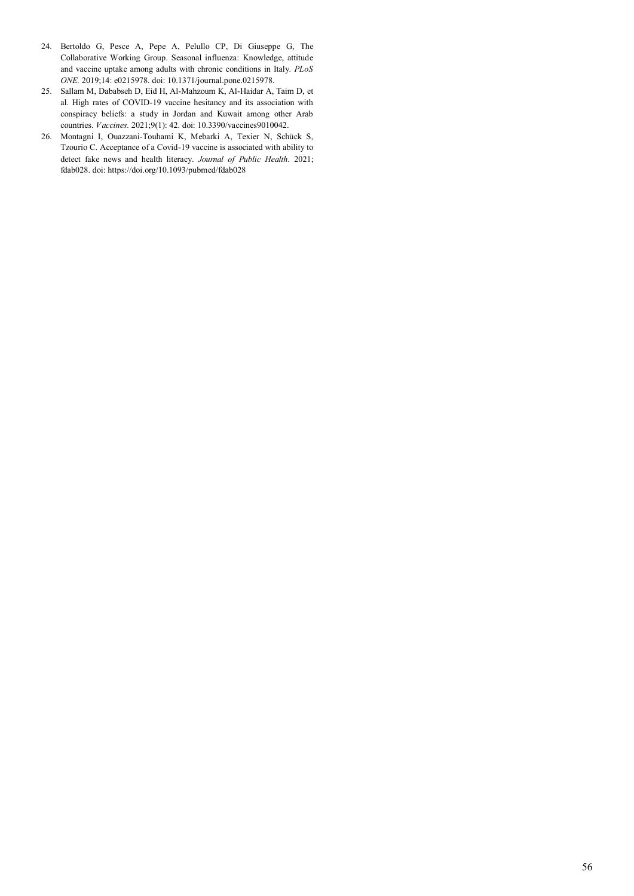24. Bertoldo G, Pesce A, Pepe A, Pelullo CP, Di Giuseppe G, The Collaborative Working Group. Seasonal influenza: Knowledge, attitude and vaccine uptake among adults with chronic conditions in Italy. *PLoS ONE.* 2019;14: e0215978. doi: 10.1371/journal.pone.0215978.
25. Sallam M, Dababseh D, Eid H, Al-Mahzoum K, Al-Haidar A, Taim D, et al. High rates of COVID-19 vaccine hesitancy and its association with conspiracy beliefs: a study in Jordan and Kuwait among other Arab countries. *Vaccines.* 2021;9(1): 42. doi: 10.3390/vaccines9010042.
26. Montagni I, Ouazzani-Touhami K, Mebarki A, Texier N, Schück S, Tzourio C. Acceptance of a Covid-19 vaccine is associated with ability to detect fake news and health literacy. *Journal of Public Health.* 2021; fdab028. doi: https://doi.org/10.1093/pubmed/fdab028